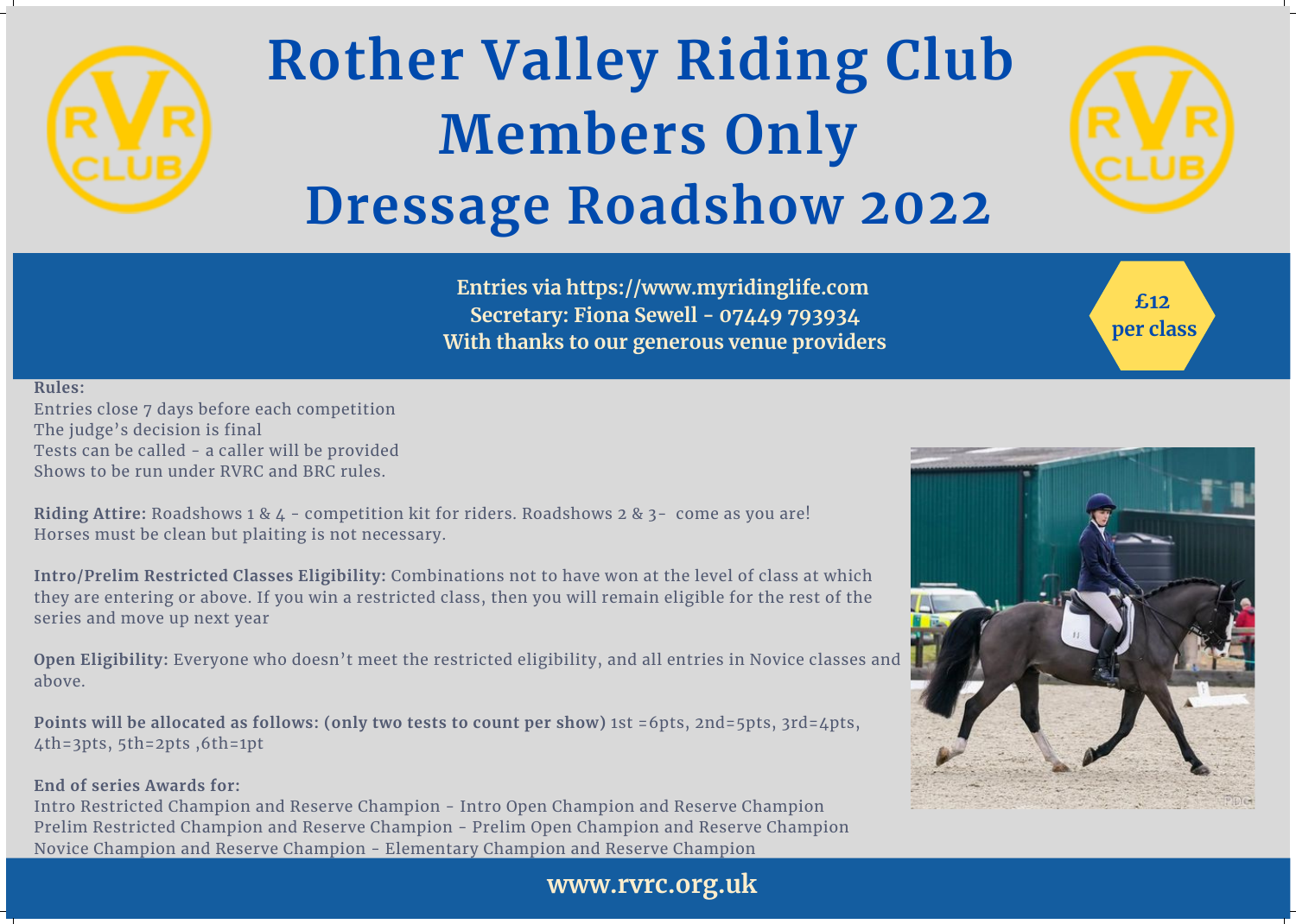# Rother Valley Riding Club Members Only Dressage Roadshow 2022

**Entries via https://www.myridinglife.com**
**Secretary: Fiona Sewell - 07449 793934**
**With thanks to our generous venue providers**

**£12 per class**

**Rules:**
Entries close 7 days before each competition
The judge's decision is final
Tests can be called - a caller will be provided
Shows to be run under RVRC and BRC rules.

**Riding Attire:** Roadshows 1 & 4 - competition kit for riders. Roadshows 2 & 3- come as you are! Horses must be clean but plaiting is not necessary.

**Intro/Prelim Restricted Classes Eligibility:** Combinations not to have won at the level of class at which they are entering or above. If you win a restricted class, then you will remain eligible for the rest of the series and move up next year

**Open Eligibility:** Everyone who doesn't meet the restricted eligibility, and all entries in Novice classes and above.

**Points will be allocated as follows: (only two tests to count per show)** 1st =6pts, 2nd=5pts, 3rd=4pts, 4th=3pts, 5th=2pts ,6th=1pt

**End of series Awards for:**
Intro Restricted Champion and Reserve Champion - Intro Open Champion and Reserve Champion
Prelim Restricted Champion and Reserve Champion - Prelim Open Champion and Reserve Champion
Novice Champion and Reserve Champion - Elementary Champion and Reserve Champion

**www.rvrc.org.uk**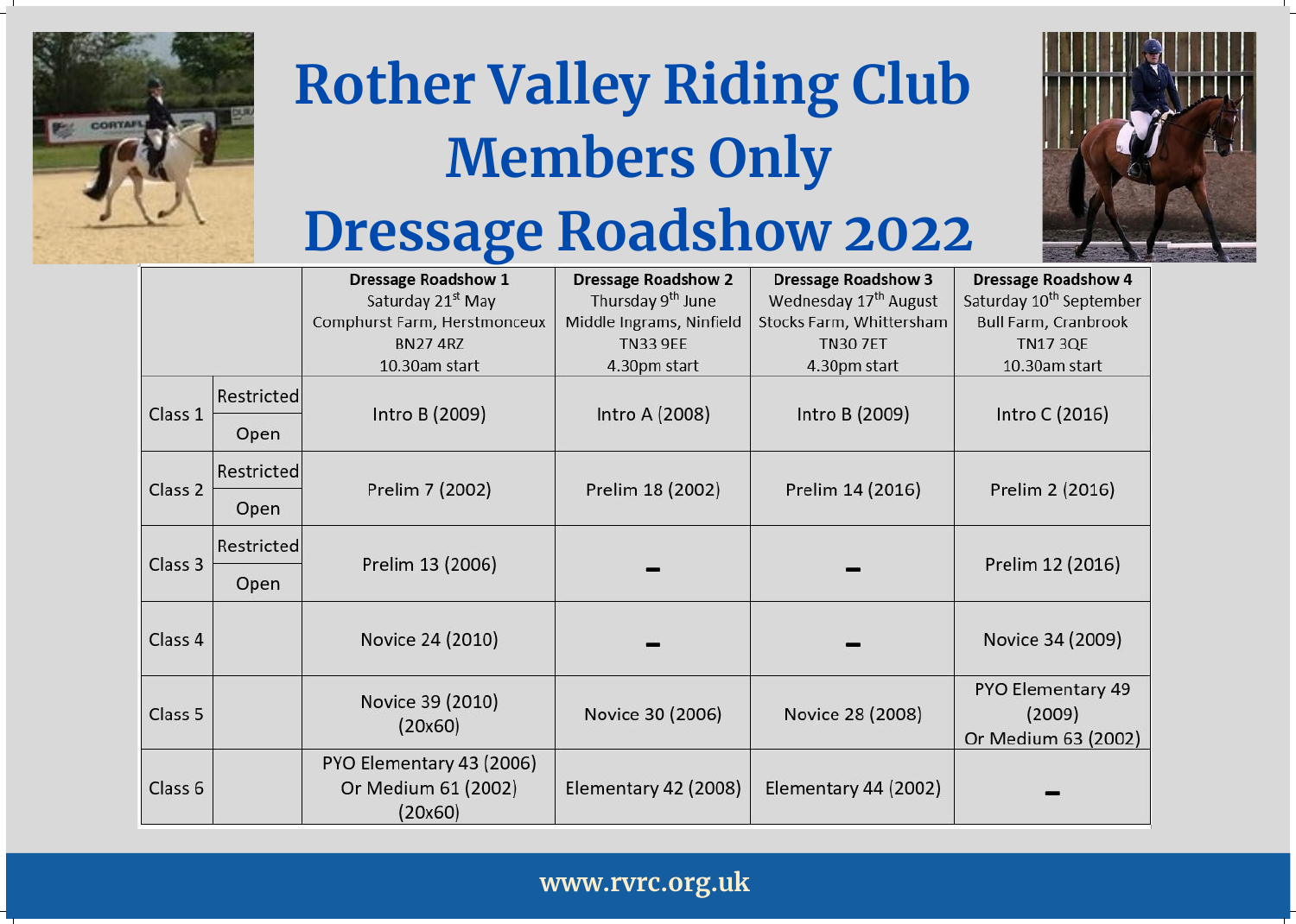# Rother Valley Riding Club Members Only Dressage Roadshow 2022

| | | Dressage Roadshow 1<br>Saturday 21st May<br>Comphurst Farm, Herstmonceux<br>BN27 4RZ<br>10.30am start | Dressage Roadshow 2<br>Thursday 9th June<br>Middle Ingrams, Ninfield<br>TN33 9EE<br>4.30pm start | Dressage Roadshow 3<br>Wednesday 17th August<br>Stocks Farm, Whittersham<br>TN30 7ET<br>4.30pm start | Dressage Roadshow 4<br>Saturday 10th September<br>Bull Farm, Cranbrook<br>TN17 3QE<br>10.30am start |
|---|---|---|---|---|---|
| Class 1 | Restricted<br>Open | Intro B (2009) | Intro A (2008) | Intro B (2009) | Intro C (2016) |
| Class 2 | Restricted<br>Open | Prelim 7 (2002) | Prelim 18 (2002) | Prelim 14 (2016) | Prelim 2 (2016) |
| Class 3 | Restricted<br>Open | Prelim 13 (2006) | - | - | Prelim 12 (2016) |
| Class 4 | | Novice 24 (2010) | - | - | Novice 34 (2009) |
| Class 5 | | Novice 39 (2010) (20x60) | Novice 30 (2006) | Novice 28 (2008) | PYO Elementary 49 (2009) Or Medium 63 (2002) |
| Class 6 | | PYO Elementary 43 (2006) Or Medium 61 (2002) (20x60) | Elementary 42 (2008) | Elementary 44 (2002) | - |

www.rvrc.org.uk